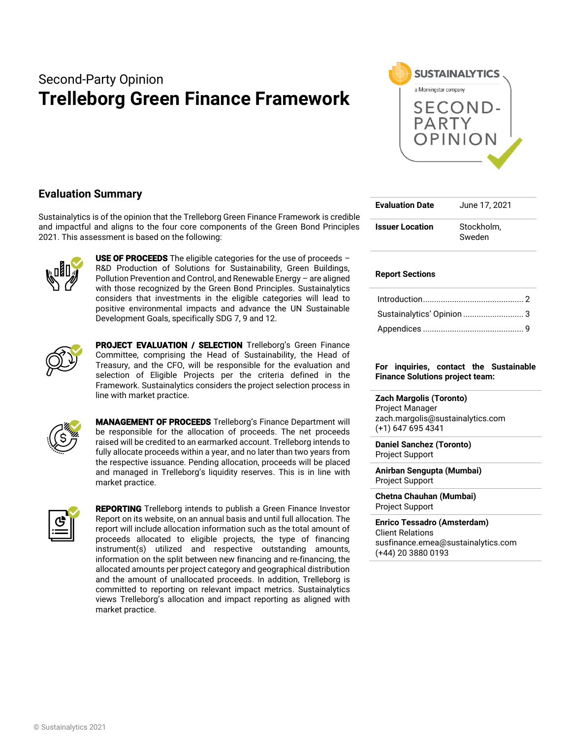Second-Party Opinion

# Trelleborg Green Finance Framework

## Evaluation Summary

Sustainalytics is of the opinion that the Trelleborg Green Finance Framework is credible and impactful and aligns to the four core components of the Green Bond Principles 2021. This assessment is based on the following:

**USE OF PROCEEDS** The eligible categories for the use of proceeds – R&D Production of Solutions for Sustainability, Green Buildings, Pollution Prevention and Control, and Renewable Energy – are aligned with those recognized by the Green Bond Principles. Sustainalytics considers that investments in the eligible categories will lead to positive environmental impacts and advance the UN Sustainable Development Goals, specifically SDG 7, 9 and 12.

**PROJECT EVALUATION / SELECTION** Trelleborg's Green Finance Committee, comprising the Head of Sustainability, the Head of Treasury, and the CFO, will be responsible for the evaluation and selection of Eligible Projects per the criteria defined in the Framework. Sustainalytics considers the project selection process in line with market practice.

**MANAGEMENT OF PROCEEDS** Trelleborg's Finance Department will be responsible for the allocation of proceeds. The net proceeds raised will be credited to an earmarked account. Trelleborg intends to fully allocate proceeds within a year, and no later than two years from the respective issuance. Pending allocation, proceeds will be placed and managed in Trelleborg's liquidity reserves. This is in line with market practice.

**REPORTING** Trelleborg intends to publish a Green Finance Investor Report on its website, on an annual basis and until full allocation. The report will include allocation information such as the total amount of proceeds allocated to eligible projects, the type of financing instrument(s) utilized and respective outstanding amounts, information on the split between new financing and re-financing, the allocated amounts per project category and geographical distribution and the amount of unallocated proceeds. In addition, Trelleborg is committed to reporting on relevant impact metrics. Sustainalytics views Trelleborg's allocation and impact reporting as aligned with market practice.

| | |
|---|---|
| **Evaluation Date** | June 17, 2021 |
| **Issuer Location** | Stockholm, Sweden |

**Report Sections**

- Introduction .......... 2
- Sustainalytics' Opinion .......... 3
- Appendices .......... 9

**For inquiries, contact the Sustainable Finance Solutions project team:**

**Zach Margolis (Toronto)**
Project Manager
zach.margolis@sustainalytics.com
(+1) 647 695 4341

**Daniel Sanchez (Toronto)**
Project Support

**Anirban Sengupta (Mumbai)**
Project Support

**Chetna Chauhan (Mumbai)**
Project Support

**Enrico Tessadro (Amsterdam)**
Client Relations
susfinance.emea@sustainalytics.com
(+44) 20 3880 0193

© Sustainalytics 2021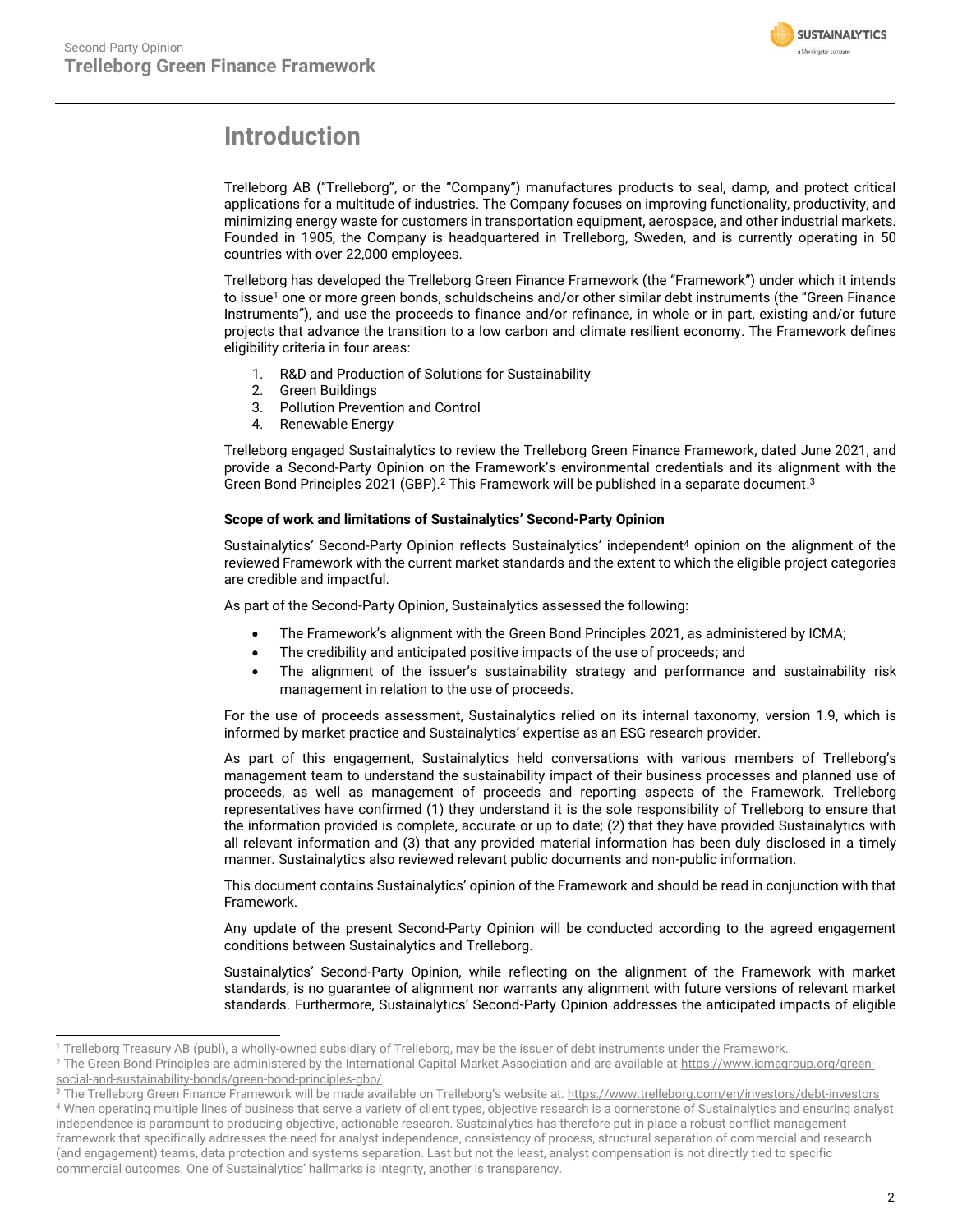# Introduction

Trelleborg AB ("Trelleborg", or the "Company") manufactures products to seal, damp, and protect critical applications for a multitude of industries. The Company focuses on improving functionality, productivity, and minimizing energy waste for customers in transportation equipment, aerospace, and other industrial markets. Founded in 1905, the Company is headquartered in Trelleborg, Sweden, and is currently operating in 50 countries with over 22,000 employees.

Trelleborg has developed the Trelleborg Green Finance Framework (the "Framework") under which it intends to issue[1] one or more green bonds, schuldscheins and/or other similar debt instruments (the "Green Finance Instruments"), and use the proceeds to finance and/or refinance, in whole or in part, existing and/or future projects that advance the transition to a low carbon and climate resilient economy. The Framework defines eligibility criteria in four areas:

1. R&D and Production of Solutions for Sustainability
2. Green Buildings
3. Pollution Prevention and Control
4. Renewable Energy

Trelleborg engaged Sustainalytics to review the Trelleborg Green Finance Framework, dated June 2021, and provide a Second-Party Opinion on the Framework's environmental credentials and its alignment with the Green Bond Principles 2021 (GBP).[2] This Framework will be published in a separate document.[3]

**Scope of work and limitations of Sustainalytics' Second-Party Opinion**

Sustainalytics' Second-Party Opinion reflects Sustainalytics' independent[4] opinion on the alignment of the reviewed Framework with the current market standards and the extent to which the eligible project categories are credible and impactful.

As part of the Second-Party Opinion, Sustainalytics assessed the following:

- The Framework's alignment with the Green Bond Principles 2021, as administered by ICMA;
- The credibility and anticipated positive impacts of the use of proceeds; and
- The alignment of the issuer's sustainability strategy and performance and sustainability risk management in relation to the use of proceeds.

For the use of proceeds assessment, Sustainalytics relied on its internal taxonomy, version 1.9, which is informed by market practice and Sustainalytics' expertise as an ESG research provider.

As part of this engagement, Sustainalytics held conversations with various members of Trelleborg's management team to understand the sustainability impact of their business processes and planned use of proceeds, as well as management of proceeds and reporting aspects of the Framework. Trelleborg representatives have confirmed (1) they understand it is the sole responsibility of Trelleborg to ensure that the information provided is complete, accurate or up to date; (2) that they have provided Sustainalytics with all relevant information and (3) that any provided material information has been duly disclosed in a timely manner. Sustainalytics also reviewed relevant public documents and non-public information.

This document contains Sustainalytics' opinion of the Framework and should be read in conjunction with that Framework.

Any update of the present Second-Party Opinion will be conducted according to the agreed engagement conditions between Sustainalytics and Trelleborg.

Sustainalytics' Second-Party Opinion, while reflecting on the alignment of the Framework with market standards, is no guarantee of alignment nor warrants any alignment with future versions of relevant market standards. Furthermore, Sustainalytics' Second-Party Opinion addresses the anticipated impacts of eligible

---

[1] Trelleborg Treasury AB (publ), a wholly-owned subsidiary of Trelleborg, may be the issuer of debt instruments under the Framework.

[2] The Green Bond Principles are administered by the International Capital Market Association and are available at https://www.icmagroup.org/green-social-and-sustainability-bonds/green-bond-principles-gbp/.

[3] The Trelleborg Green Finance Framework will be made available on Trelleborg's website at: https://www.trelleborg.com/en/investors/debt-investors

[4] When operating multiple lines of business that serve a variety of client types, objective research is a cornerstone of Sustainalytics and ensuring analyst independence is paramount to producing objective, actionable research. Sustainalytics has therefore put in place a robust conflict management framework that specifically addresses the need for analyst independence, consistency of process, structural separation of commercial and research (and engagement) teams, data protection and systems separation. Last but not the least, analyst compensation is not directly tied to specific commercial outcomes. One of Sustainalytics' hallmarks is integrity, another is transparency.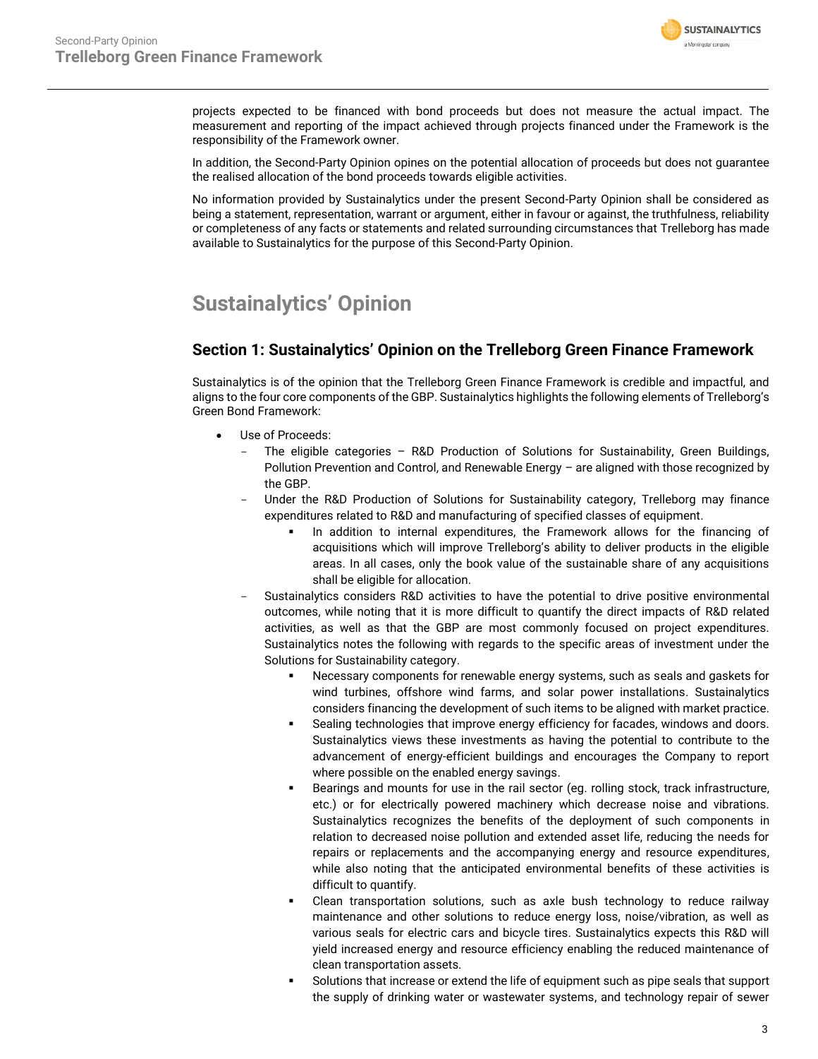projects expected to be financed with bond proceeds but does not measure the actual impact. The measurement and reporting of the impact achieved through projects financed under the Framework is the responsibility of the Framework owner.

In addition, the Second-Party Opinion opines on the potential allocation of proceeds but does not guarantee the realised allocation of the bond proceeds towards eligible activities.

No information provided by Sustainalytics under the present Second-Party Opinion shall be considered as being a statement, representation, warrant or argument, either in favour or against, the truthfulness, reliability or completeness of any facts or statements and related surrounding circumstances that Trelleborg has made available to Sustainalytics for the purpose of this Second-Party Opinion.

# Sustainalytics' Opinion

## Section 1: Sustainalytics' Opinion on the Trelleborg Green Finance Framework

Sustainalytics is of the opinion that the Trelleborg Green Finance Framework is credible and impactful, and aligns to the four core components of the GBP. Sustainalytics highlights the following elements of Trelleborg's Green Bond Framework:

- Use of Proceeds:
  - The eligible categories – R&D Production of Solutions for Sustainability, Green Buildings, Pollution Prevention and Control, and Renewable Energy – are aligned with those recognized by the GBP.
  - Under the R&D Production of Solutions for Sustainability category, Trelleborg may finance expenditures related to R&D and manufacturing of specified classes of equipment.
    - In addition to internal expenditures, the Framework allows for the financing of acquisitions which will improve Trelleborg's ability to deliver products in the eligible areas. In all cases, only the book value of the sustainable share of any acquisitions shall be eligible for allocation.
  - Sustainalytics considers R&D activities to have the potential to drive positive environmental outcomes, while noting that it is more difficult to quantify the direct impacts of R&D related activities, as well as that the GBP are most commonly focused on project expenditures. Sustainalytics notes the following with regards to the specific areas of investment under the Solutions for Sustainability category.
    - Necessary components for renewable energy systems, such as seals and gaskets for wind turbines, offshore wind farms, and solar power installations. Sustainalytics considers financing the development of such items to be aligned with market practice.
    - Sealing technologies that improve energy efficiency for facades, windows and doors. Sustainalytics views these investments as having the potential to contribute to the advancement of energy-efficient buildings and encourages the Company to report where possible on the enabled energy savings.
    - Bearings and mounts for use in the rail sector (eg. rolling stock, track infrastructure, etc.) or for electrically powered machinery which decrease noise and vibrations. Sustainalytics recognizes the benefits of the deployment of such components in relation to decreased noise pollution and extended asset life, reducing the needs for repairs or replacements and the accompanying energy and resource expenditures, while also noting that the anticipated environmental benefits of these activities is difficult to quantify.
    - Clean transportation solutions, such as axle bush technology to reduce railway maintenance and other solutions to reduce energy loss, noise/vibration, as well as various seals for electric cars and bicycle tires. Sustainalytics expects this R&D will yield increased energy and resource efficiency enabling the reduced maintenance of clean transportation assets.
    - Solutions that increase or extend the life of equipment such as pipe seals that support the supply of drinking water or wastewater systems, and technology repair of sewer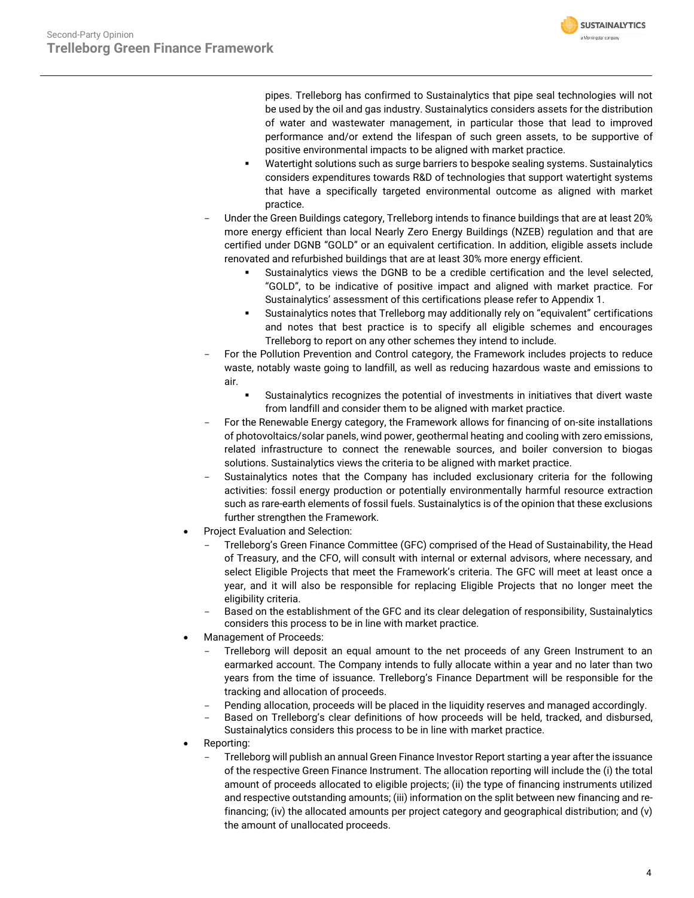pipes. Trelleborg has confirmed to Sustainalytics that pipe seal technologies will not be used by the oil and gas industry. Sustainalytics considers assets for the distribution of water and wastewater management, in particular those that lead to improved performance and/or extend the lifespan of such green assets, to be supportive of positive environmental impacts to be aligned with market practice.

        - Watertight solutions such as surge barriers to bespoke sealing systems. Sustainalytics considers expenditures towards R&D of technologies that support watertight systems that have a specifically targeted environmental outcome as aligned with market practice.

    - Under the Green Buildings category, Trelleborg intends to finance buildings that are at least 20% more energy efficient than local Nearly Zero Energy Buildings (NZEB) regulation and that are certified under DGNB "GOLD" or an equivalent certification. In addition, eligible assets include renovated and refurbished buildings that are at least 30% more energy efficient.
        - Sustainalytics views the DGNB to be a credible certification and the level selected, "GOLD", to be indicative of positive impact and aligned with market practice. For Sustainalytics' assessment of this certifications please refer to Appendix 1.
        - Sustainalytics notes that Trelleborg may additionally rely on "equivalent" certifications and notes that best practice is to specify all eligible schemes and encourages Trelleborg to report on any other schemes they intend to include.
    - For the Pollution Prevention and Control category, the Framework includes projects to reduce waste, notably waste going to landfill, as well as reducing hazardous waste and emissions to air.
        - Sustainalytics recognizes the potential of investments in initiatives that divert waste from landfill and consider them to be aligned with market practice.
    - For the Renewable Energy category, the Framework allows for financing of on-site installations of photovoltaics/solar panels, wind power, geothermal heating and cooling with zero emissions, related infrastructure to connect the renewable sources, and boiler conversion to biogas solutions. Sustainalytics views the criteria to be aligned with market practice.
    - Sustainalytics notes that the Company has included exclusionary criteria for the following activities: fossil energy production or potentially environmentally harmful resource extraction such as rare-earth elements of fossil fuels. Sustainalytics is of the opinion that these exclusions further strengthen the Framework.
- Project Evaluation and Selection:
    - Trelleborg's Green Finance Committee (GFC) comprised of the Head of Sustainability, the Head of Treasury, and the CFO, will consult with internal or external advisors, where necessary, and select Eligible Projects that meet the Framework's criteria. The GFC will meet at least once a year, and it will also be responsible for replacing Eligible Projects that no longer meet the eligibility criteria.
    - Based on the establishment of the GFC and its clear delegation of responsibility, Sustainalytics considers this process to be in line with market practice.
- Management of Proceeds:
    - Trelleborg will deposit an equal amount to the net proceeds of any Green Instrument to an earmarked account. The Company intends to fully allocate within a year and no later than two years from the time of issuance. Trelleborg's Finance Department will be responsible for the tracking and allocation of proceeds.
    - Pending allocation, proceeds will be placed in the liquidity reserves and managed accordingly.
    - Based on Trelleborg's clear definitions of how proceeds will be held, tracked, and disbursed, Sustainalytics considers this process to be in line with market practice.
- Reporting:
    - Trelleborg will publish an annual Green Finance Investor Report starting a year after the issuance of the respective Green Finance Instrument. The allocation reporting will include the (i) the total amount of proceeds allocated to eligible projects; (ii) the type of financing instruments utilized and respective outstanding amounts; (iii) information on the split between new financing and re-financing; (iv) the allocated amounts per project category and geographical distribution; and (v) the amount of unallocated proceeds.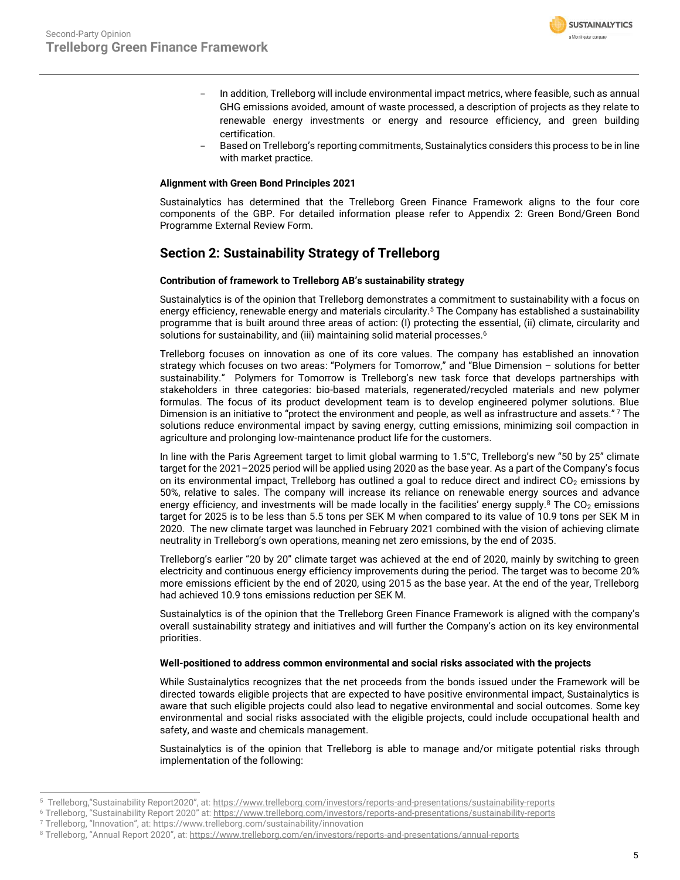- In addition, Trelleborg will include environmental impact metrics, where feasible, such as annual GHG emissions avoided, amount of waste processed, a description of projects as they relate to renewable energy investments or energy and resource efficiency, and green building certification.
- Based on Trelleborg's reporting commitments, Sustainalytics considers this process to be in line with market practice.

**Alignment with Green Bond Principles 2021**

Sustainalytics has determined that the Trelleborg Green Finance Framework aligns to the four core components of the GBP. For detailed information please refer to Appendix 2: Green Bond/Green Bond Programme External Review Form.

## Section 2: Sustainability Strategy of Trelleborg

**Contribution of framework to Trelleborg AB's sustainability strategy**

Sustainalytics is of the opinion that Trelleborg demonstrates a commitment to sustainability with a focus on energy efficiency, renewable energy and materials circularity.[5] The Company has established a sustainability programme that is built around three areas of action: (I) protecting the essential, (ii) climate, circularity and solutions for sustainability, and (iii) maintaining solid material processes.[6]

Trelleborg focuses on innovation as one of its core values. The company has established an innovation strategy which focuses on two areas: "Polymers for Tomorrow," and "Blue Dimension – solutions for better sustainability." Polymers for Tomorrow is Trelleborg's new task force that develops partnerships with stakeholders in three categories: bio-based materials, regenerated/recycled materials and new polymer formulas. The focus of its product development team is to develop engineered polymer solutions. Blue Dimension is an initiative to "protect the environment and people, as well as infrastructure and assets."[7] The solutions reduce environmental impact by saving energy, cutting emissions, minimizing soil compaction in agriculture and prolonging low-maintenance product life for the customers.

In line with the Paris Agreement target to limit global warming to 1.5°C, Trelleborg's new "50 by 25" climate target for the 2021–2025 period will be applied using 2020 as the base year. As a part of the Company's focus on its environmental impact, Trelleborg has outlined a goal to reduce direct and indirect $CO_2$ emissions by 50%, relative to sales. The company will increase its reliance on renewable energy sources and advance energy efficiency, and investments will be made locally in the facilities' energy supply.[8] The $CO_2$ emissions target for 2025 is to be less than 5.5 tons per SEK M when compared to its value of 10.9 tons per SEK M in 2020. The new climate target was launched in February 2021 combined with the vision of achieving climate neutrality in Trelleborg's own operations, meaning net zero emissions, by the end of 2035.

Trelleborg's earlier "20 by 20" climate target was achieved at the end of 2020, mainly by switching to green electricity and continuous energy efficiency improvements during the period. The target was to become 20% more emissions efficient by the end of 2020, using 2015 as the base year. At the end of the year, Trelleborg had achieved 10.9 tons emissions reduction per SEK M.

Sustainalytics is of the opinion that the Trelleborg Green Finance Framework is aligned with the company's overall sustainability strategy and initiatives and will further the Company's action on its key environmental priorities.

**Well-positioned to address common environmental and social risks associated with the projects**

While Sustainalytics recognizes that the net proceeds from the bonds issued under the Framework will be directed towards eligible projects that are expected to have positive environmental impact, Sustainalytics is aware that such eligible projects could also lead to negative environmental and social outcomes. Some key environmental and social risks associated with the eligible projects, could include occupational health and safety, and waste and chemicals management.

Sustainalytics is of the opinion that Trelleborg is able to manage and/or mitigate potential risks through implementation of the following:

---

[5] Trelleborg,"Sustainability Report2020", at: https://www.trelleborg.com/investors/reports-and-presentations/sustainability-reports
[6] Trelleborg, "Sustainability Report 2020" at: https://www.trelleborg.com/investors/reports-and-presentations/sustainability-reports
[7] Trelleborg, "Innovation", at: https://www.trelleborg.com/sustainability/innovation
[8] Trelleborg, "Annual Report 2020", at: https://www.trelleborg.com/en/investors/reports-and-presentations/annual-reports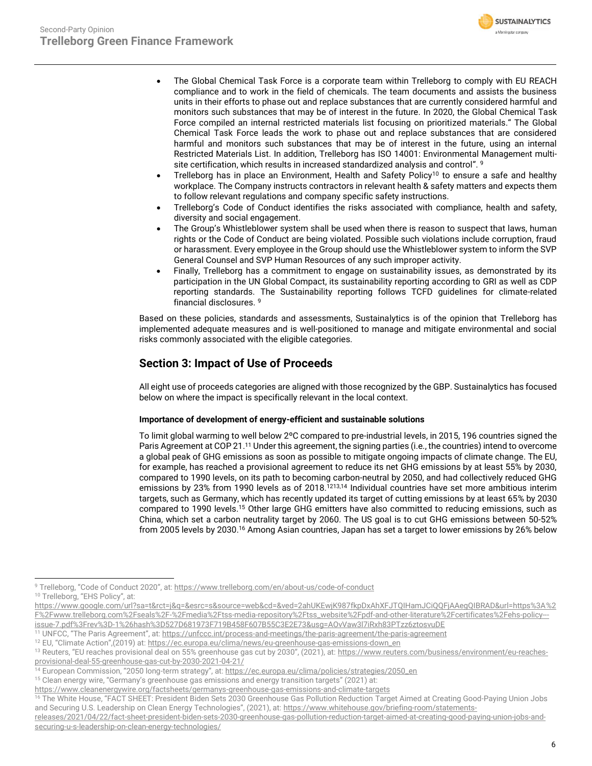- The Global Chemical Task Force is a corporate team within Trelleborg to comply with EU REACH compliance and to work in the field of chemicals. The team documents and assists the business units in their efforts to phase out and replace substances that are currently considered harmful and monitors such substances that may be of interest in the future. In 2020, the Global Chemical Task Force compiled an internal restricted materials list focusing on prioritized materials." The Global Chemical Task Force leads the work to phase out and replace substances that are considered harmful and monitors such substances that may be of interest in the future, using an internal Restricted Materials List. In addition, Trelleborg has ISO 14001: Environmental Management multi-site certification, which results in increased standardized analysis and control". [9]
- Trelleborg has in place an Environment, Health and Safety Policy[10] to ensure a safe and healthy workplace. The Company instructs contractors in relevant health & safety matters and expects them to follow relevant regulations and company specific safety instructions.
- Trelleborg's Code of Conduct identifies the risks associated with compliance, health and safety, diversity and social engagement.
- The Group's Whistleblower system shall be used when there is reason to suspect that laws, human rights or the Code of Conduct are being violated. Possible such violations include corruption, fraud or harassment. Every employee in the Group should use the Whistleblower system to inform the SVP General Counsel and SVP Human Resources of any such improper activity.
- Finally, Trelleborg has a commitment to engage on sustainability issues, as demonstrated by its participation in the UN Global Compact, its sustainability reporting according to GRI as well as CDP reporting standards. The Sustainability reporting follows TCFD guidelines for climate-related financial disclosures. [9]

Based on these policies, standards and assessments, Sustainalytics is of the opinion that Trelleborg has implemented adequate measures and is well-positioned to manage and mitigate environmental and social risks commonly associated with the eligible categories.

## Section 3: Impact of Use of Proceeds

All eight use of proceeds categories are aligned with those recognized by the GBP. Sustainalytics has focused below on where the impact is specifically relevant in the local context.

**Importance of development of energy-efficient and sustainable solutions**

To limit global warming to well below 2ºC compared to pre-industrial levels, in 2015, 196 countries signed the Paris Agreement at COP 21.[11] Under this agreement, the signing parties (i.e., the countries) intend to overcome a global peak of GHG emissions as soon as possible to mitigate ongoing impacts of climate change. The EU, for example, has reached a provisional agreement to reduce its net GHG emissions by at least 55% by 2030, compared to 1990 levels, on its path to becoming carbon-neutral by 2050, and had collectively reduced GHG emissions by 23% from 1990 levels as of 2018.[12,13,14] Individual countries have set more ambitious interim targets, such as Germany, which has recently updated its target of cutting emissions by at least 65% by 2030 compared to 1990 levels.[15] Other large GHG emitters have also committed to reducing emissions, such as China, which set a carbon neutrality target by 2060. The US goal is to cut GHG emissions between 50-52% from 2005 levels by 2030.[16] Among Asian countries, Japan has set a target to lower emissions by 26% below

---

[9] Trelleborg, "Code of Conduct 2020", at: https://www.trelleborg.com/en/about-us/code-of-conduct

[10] Trelleborg, "EHS Policy", at: https://www.google.com/url?sa=t&rct=j&q=&esrc=s&source=web&cd=&ved=2ahUKEwjK987fkpDxAhXFJTQIHamJCiQQFjAAegQIBRAD&url=https%3A%2F%2Fwww.trelleborg.com%2Fseals%2F-%2Fmedia%2Ftss-media-repository%2Ftss_website%2Fpdf-and-other-literature%2Fcertificates%2Fehs-policy---issue-7.pdf%3Frev%3D-1%26hash%3D527D681973F719B458F607B55C3E2E73&usg=AOvVaw3l7iRxh83PTzz6ztosvuDE

[11] UNFCC, "The Paris Agreement", at: https://unfccc.int/process-and-meetings/the-paris-agreement/the-paris-agreement

[12] EU, "Climate Action",(2019) at: https://ec.europa.eu/clima/news/eu-greenhouse-gas-emissions-down_en

[13] Reuters, "EU reaches provisional deal on 55% greenhouse gas cut by 2030", (2021), at: https://www.reuters.com/business/environment/eu-reaches-provisional-deal-55-greenhouse-gas-cut-by-2030-2021-04-21/

[14] European Commission, "2050 long-term strategy", at: https://ec.europa.eu/clima/policies/strategies/2050_en

[15] Clean energy wire, "Germany's greenhouse gas emissions and energy transition targets" (2021) at: https://www.cleanenergywire.org/factsheets/germanys-greenhouse-gas-emissions-and-climate-targets

[16] The White House, "FACT SHEET: President Biden Sets 2030 Greenhouse Gas Pollution Reduction Target Aimed at Creating Good-Paying Union Jobs and Securing U.S. Leadership on Clean Energy Technologies", (2021), at: https://www.whitehouse.gov/briefing-room/statements-releases/2021/04/22/fact-sheet-president-biden-sets-2030-greenhouse-gas-pollution-reduction-target-aimed-at-creating-good-paying-union-jobs-and-securing-u-s-leadership-on-clean-energy-technologies/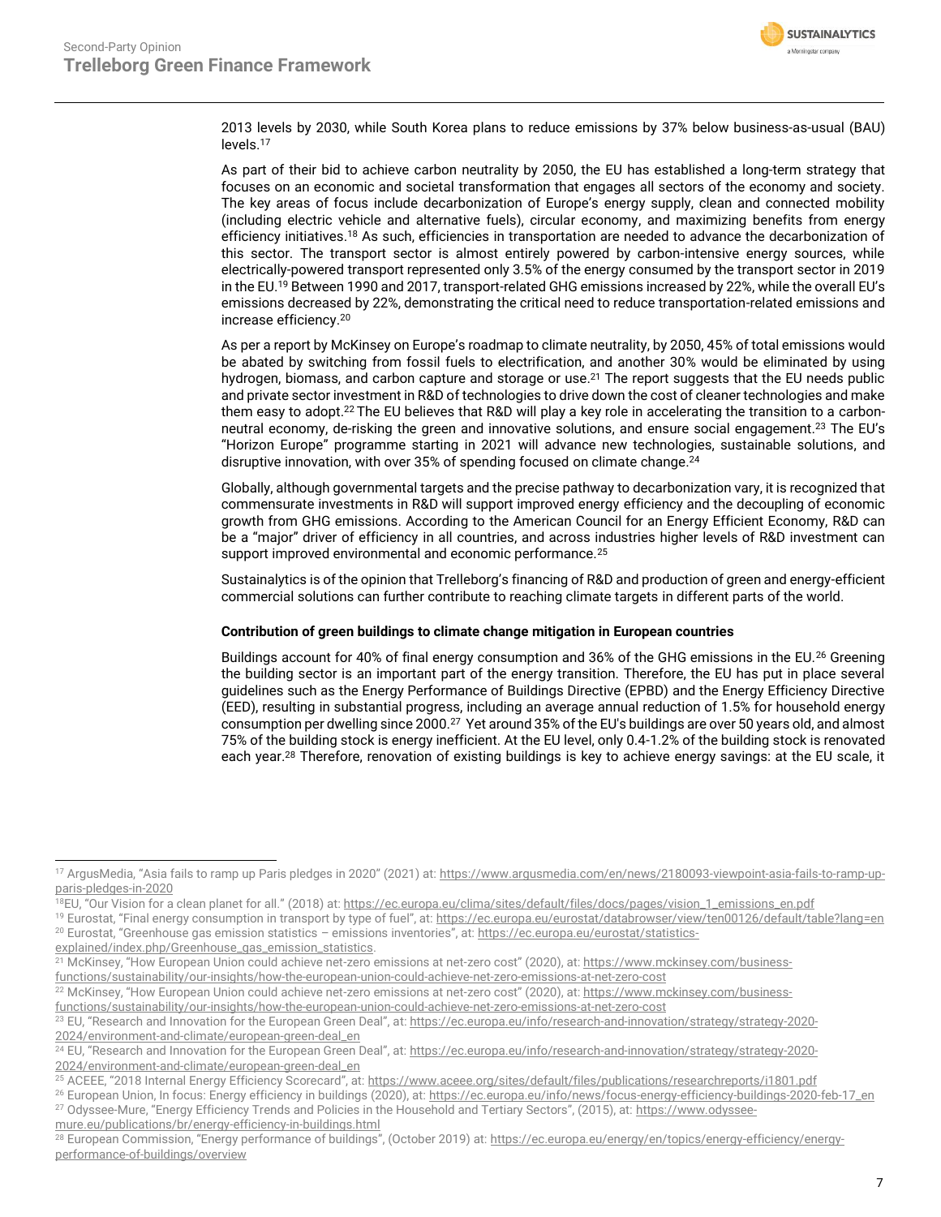2013 levels by 2030, while South Korea plans to reduce emissions by 37% below business-as-usual (BAU) levels.[17]

As part of their bid to achieve carbon neutrality by 2050, the EU has established a long-term strategy that focuses on an economic and societal transformation that engages all sectors of the economy and society. The key areas of focus include decarbonization of Europe's energy supply, clean and connected mobility (including electric vehicle and alternative fuels), circular economy, and maximizing benefits from energy efficiency initiatives.[18] As such, efficiencies in transportation are needed to advance the decarbonization of this sector. The transport sector is almost entirely powered by carbon-intensive energy sources, while electrically-powered transport represented only 3.5% of the energy consumed by the transport sector in 2019 in the EU.[19] Between 1990 and 2017, transport-related GHG emissions increased by 22%, while the overall EU's emissions decreased by 22%, demonstrating the critical need to reduce transportation-related emissions and increase efficiency.[20]

As per a report by McKinsey on Europe's roadmap to climate neutrality, by 2050, 45% of total emissions would be abated by switching from fossil fuels to electrification, and another 30% would be eliminated by using hydrogen, biomass, and carbon capture and storage or use.[21] The report suggests that the EU needs public and private sector investment in R&D of technologies to drive down the cost of cleaner technologies and make them easy to adopt.[22] The EU believes that R&D will play a key role in accelerating the transition to a carbon-neutral economy, de-risking the green and innovative solutions, and ensure social engagement.[23] The EU's "Horizon Europe" programme starting in 2021 will advance new technologies, sustainable solutions, and disruptive innovation, with over 35% of spending focused on climate change.[24]

Globally, although governmental targets and the precise pathway to decarbonization vary, it is recognized that commensurate investments in R&D will support improved energy efficiency and the decoupling of economic growth from GHG emissions. According to the American Council for an Energy Efficient Economy, R&D can be a "major" driver of efficiency in all countries, and across industries higher levels of R&D investment can support improved environmental and economic performance.[25]

Sustainalytics is of the opinion that Trelleborg's financing of R&D and production of green and energy-efficient commercial solutions can further contribute to reaching climate targets in different parts of the world.

**Contribution of green buildings to climate change mitigation in European countries**

Buildings account for 40% of final energy consumption and 36% of the GHG emissions in the EU.[26] Greening the building sector is an important part of the energy transition. Therefore, the EU has put in place several guidelines such as the Energy Performance of Buildings Directive (EPBD) and the Energy Efficiency Directive (EED), resulting in substantial progress, including an average annual reduction of 1.5% for household energy consumption per dwelling since 2000.[27] Yet around 35% of the EU's buildings are over 50 years old, and almost 75% of the building stock is energy inefficient. At the EU level, only 0.4-1.2% of the building stock is renovated each year.[28] Therefore, renovation of existing buildings is key to achieve energy savings: at the EU scale, it

---

[17] ArgusMedia, "Asia fails to ramp up Paris pledges in 2020" (2021) at: https://www.argusmedia.com/en/news/2180093-viewpoint-asia-fails-to-ramp-up-paris-pledges-in-2020

[18] EU, "Our Vision for a clean planet for all." (2018) at: https://ec.europa.eu/clima/sites/default/files/docs/pages/vision_1_emissions_en.pdf

[19] Eurostat, "Final energy consumption in transport by type of fuel", at: https://ec.europa.eu/eurostat/databrowser/view/ten00126/default/table?lang=en

[20] Eurostat, "Greenhouse gas emission statistics – emissions inventories", at: https://ec.europa.eu/eurostat/statistics-explained/index.php/Greenhouse_gas_emission_statistics.

[21] McKinsey, "How European Union could achieve net-zero emissions at net-zero cost" (2020), at: https://www.mckinsey.com/business-functions/sustainability/our-insights/how-the-european-union-could-achieve-net-zero-emissions-at-net-zero-cost

[22] McKinsey, "How European Union could achieve net-zero emissions at net-zero cost" (2020), at: https://www.mckinsey.com/business-functions/sustainability/our-insights/how-the-european-union-could-achieve-net-zero-emissions-at-net-zero-cost

[23] EU, "Research and Innovation for the European Green Deal", at: https://ec.europa.eu/info/research-and-innovation/strategy/strategy-2020-2024/environment-and-climate/european-green-deal_en

[24] EU, "Research and Innovation for the European Green Deal", at: https://ec.europa.eu/info/research-and-innovation/strategy/strategy-2020-2024/environment-and-climate/european-green-deal_en

[25] ACEEE, "2018 Internal Energy Efficiency Scorecard", at: https://www.aceee.org/sites/default/files/publications/researchreports/i1801.pdf

[26] European Union, In focus: Energy efficiency in buildings (2020), at: https://ec.europa.eu/info/news/focus-energy-efficiency-buildings-2020-feb-17_en

[27] Odyssee-Mure, "Energy Efficiency Trends and Policies in the Household and Tertiary Sectors", (2015), at: https://www.odyssee-mure.eu/publications/br/energy-efficiency-in-buildings.html

[28] European Commission, "Energy performance of buildings", (October 2019) at: https://ec.europa.eu/energy/en/topics/energy-efficiency/energy-performance-of-buildings/overview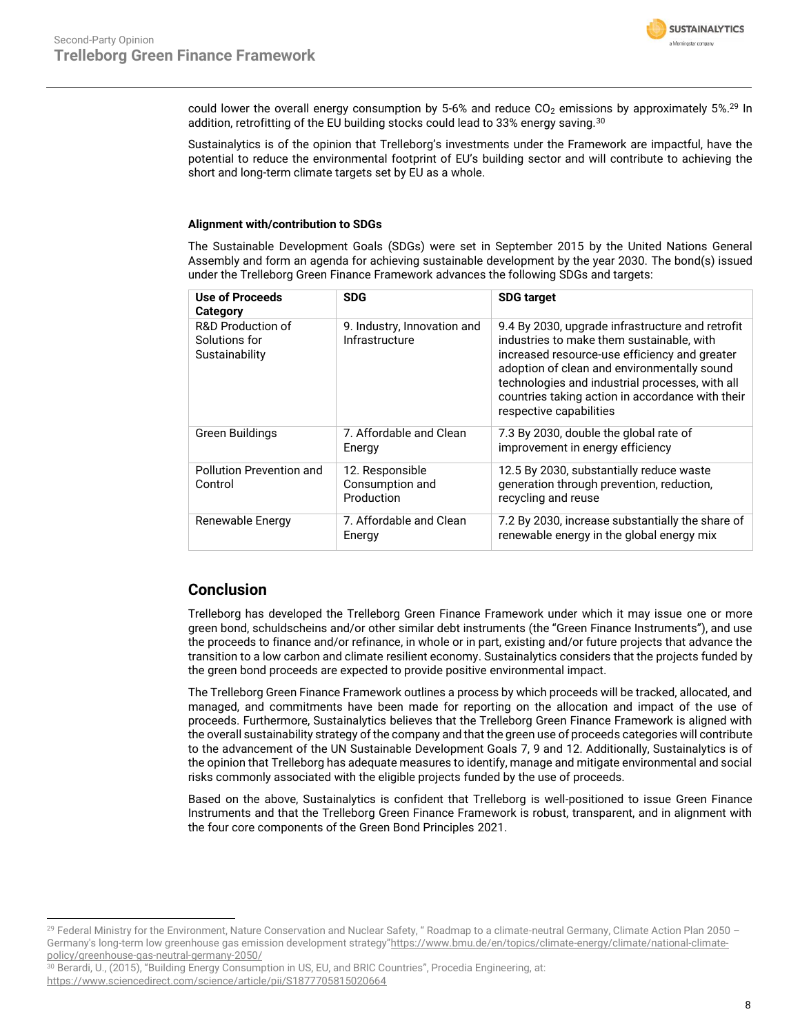could lower the overall energy consumption by 5-6% and reduce $CO_2$ emissions by approximately 5%.[29] In addition, retrofitting of the EU building stocks could lead to 33% energy saving.[30]

Sustainalytics is of the opinion that Trelleborg's investments under the Framework are impactful, have the potential to reduce the environmental footprint of EU's building sector and will contribute to achieving the short and long-term climate targets set by EU as a whole.

**Alignment with/contribution to SDGs**

The Sustainable Development Goals (SDGs) were set in September 2015 by the United Nations General Assembly and form an agenda for achieving sustainable development by the year 2030. The bond(s) issued under the Trelleborg Green Finance Framework advances the following SDGs and targets:

| Use of Proceeds Category | SDG | SDG target |
|---|---|---|
| R&D Production of Solutions for Sustainability | 9. Industry, Innovation and Infrastructure | 9.4 By 2030, upgrade infrastructure and retrofit industries to make them sustainable, with increased resource-use efficiency and greater adoption of clean and environmentally sound technologies and industrial processes, with all countries taking action in accordance with their respective capabilities |
| Green Buildings | 7. Affordable and Clean Energy | 7.3 By 2030, double the global rate of improvement in energy efficiency |
| Pollution Prevention and Control | 12. Responsible Consumption and Production | 12.5 By 2030, substantially reduce waste generation through prevention, reduction, recycling and reuse |
| Renewable Energy | 7. Affordable and Clean Energy | 7.2 By 2030, increase substantially the share of renewable energy in the global energy mix |

## Conclusion

Trelleborg has developed the Trelleborg Green Finance Framework under which it may issue one or more green bond, schuldscheins and/or other similar debt instruments (the "Green Finance Instruments"), and use the proceeds to finance and/or refinance, in whole or in part, existing and/or future projects that advance the transition to a low carbon and climate resilient economy. Sustainalytics considers that the projects funded by the green bond proceeds are expected to provide positive environmental impact.

The Trelleborg Green Finance Framework outlines a process by which proceeds will be tracked, allocated, and managed, and commitments have been made for reporting on the allocation and impact of the use of proceeds. Furthermore, Sustainalytics believes that the Trelleborg Green Finance Framework is aligned with the overall sustainability strategy of the company and that the green use of proceeds categories will contribute to the advancement of the UN Sustainable Development Goals 7, 9 and 12. Additionally, Sustainalytics is of the opinion that Trelleborg has adequate measures to identify, manage and mitigate environmental and social risks commonly associated with the eligible projects funded by the use of proceeds.

Based on the above, Sustainalytics is confident that Trelleborg is well-positioned to issue Green Finance Instruments and that the Trelleborg Green Finance Framework is robust, transparent, and in alignment with the four core components of the Green Bond Principles 2021.

---

[29] Federal Ministry for the Environment, Nature Conservation and Nuclear Safety, " Roadmap to a climate-neutral Germany, Climate Action Plan 2050 – Germany's long-term low greenhouse gas emission development strategy"https://www.bmu.de/en/topics/climate-energy/climate/national-climate-policy/greenhouse-gas-neutral-germany-2050/

[30] Berardi, U., (2015), "Building Energy Consumption in US, EU, and BRIC Countries", Procedia Engineering, at: https://www.sciencedirect.com/science/article/pii/S1877705815020664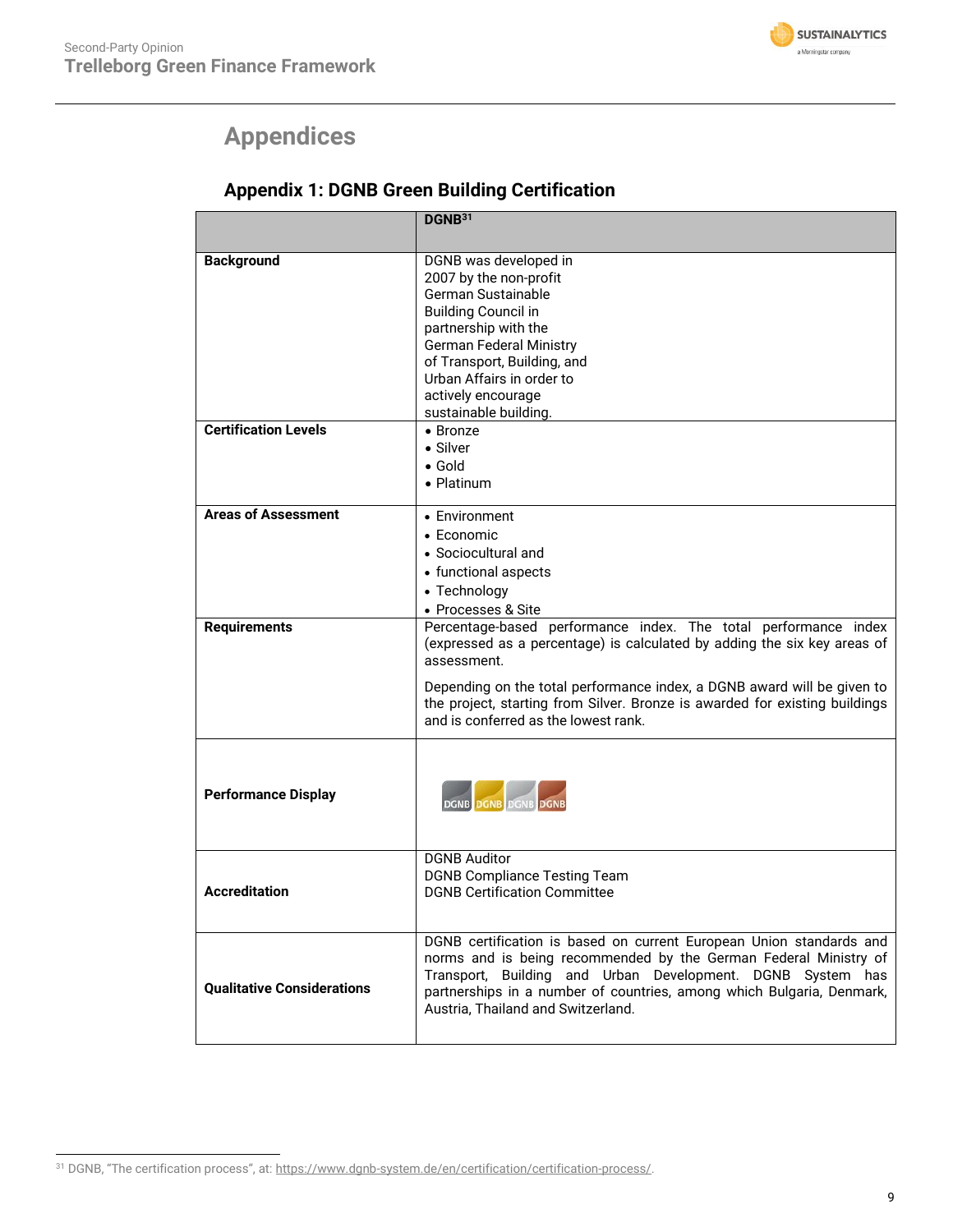# Appendices

## Appendix 1: DGNB Green Building Certification

| | DGNB[31] |
|---|---|
| **Background** | DGNB was developed in 2007 by the non-profit German Sustainable Building Council in partnership with the German Federal Ministry of Transport, Building, and Urban Affairs in order to actively encourage sustainable building. |
| **Certification Levels** | • Bronze<br>• Silver<br>• Gold<br>• Platinum |
| **Areas of Assessment** | • Environment<br>• Economic<br>• Sociocultural and<br>• functional aspects<br>• Technology<br>• Processes & Site |
| **Requirements** | Percentage-based performance index. The total performance index (expressed as a percentage) is calculated by adding the six key areas of assessment.<br><br>Depending on the total performance index, a DGNB award will be given to the project, starting from Silver. Bronze is awarded for existing buildings and is conferred as the lowest rank. |
| **Performance Display** | DGNB DGNB DGNB DGNB |
| **Accreditation** | DGNB Auditor<br>DGNB Compliance Testing Team<br>DGNB Certification Committee |
| **Qualitative Considerations** | DGNB certification is based on current European Union standards and norms and is being recommended by the German Federal Ministry of Transport, Building and Urban Development. DGNB System has partnerships in a number of countries, among which Bulgaria, Denmark, Austria, Thailand and Switzerland. |

[31] DGNB, "The certification process", at: https://www.dgnb-system.de/en/certification/certification-process/.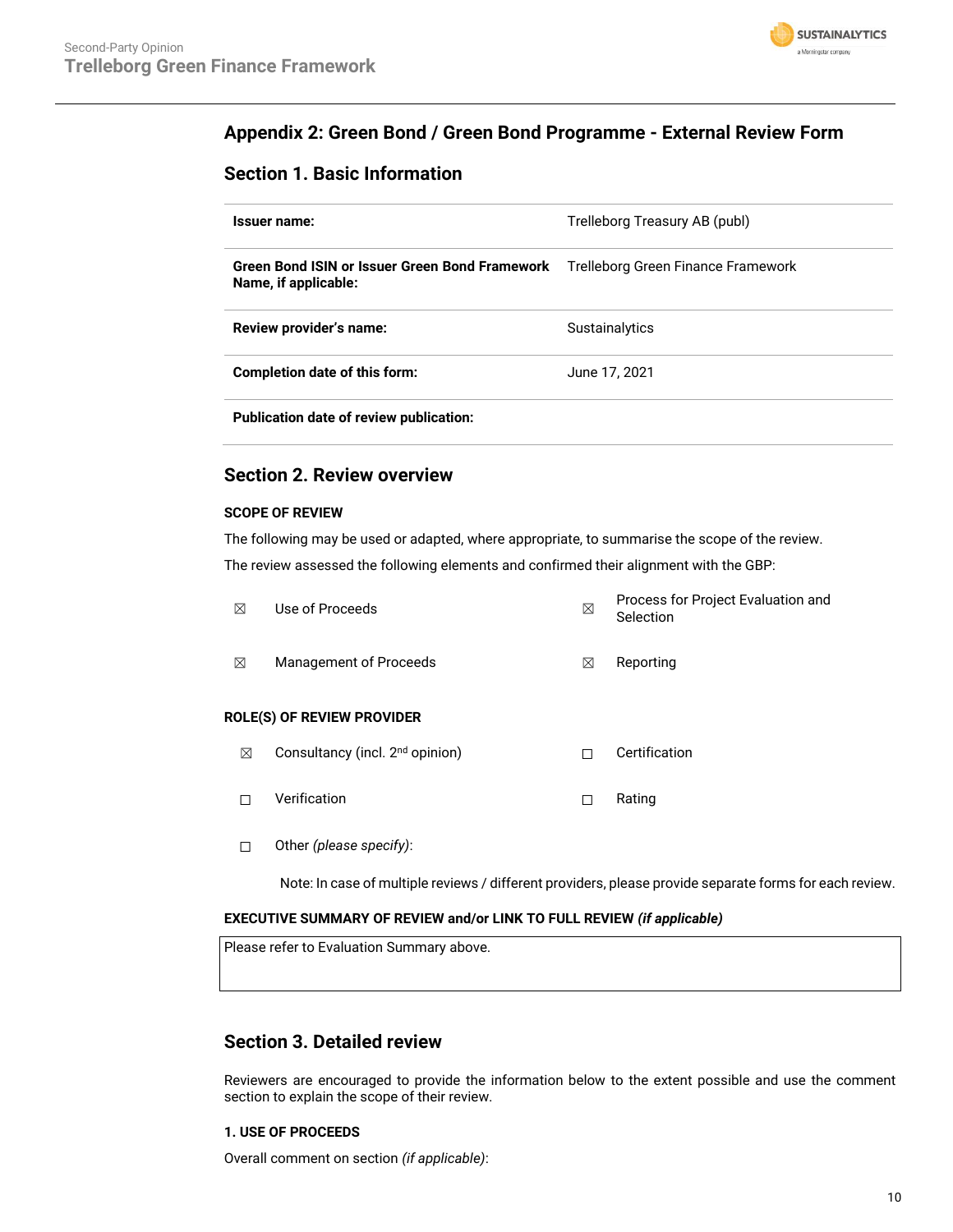## Appendix 2: Green Bond / Green Bond Programme - External Review Form

### Section 1. Basic Information

| | |
|---|---|
| **Issuer name:** | Trelleborg Treasury AB (publ) |
| **Green Bond ISIN or Issuer Green Bond Framework Name, if applicable:** | Trelleborg Green Finance Framework |
| **Review provider's name:** | Sustainalytics |
| **Completion date of this form:** | June 17, 2021 |
| **Publication date of review publication:** | |

### Section 2. Review overview

**SCOPE OF REVIEW**

The following may be used or adapted, where appropriate, to summarise the scope of the review.

The review assessed the following elements and confirmed their alignment with the GBP:

| | | | |
|---|---|---|---|
| ☒ | Use of Proceeds | ☒ | Process for Project Evaluation and Selection |
| ☒ | Management of Proceeds | ☒ | Reporting |

**ROLE(S) OF REVIEW PROVIDER**

| | | | |
|---|---|---|---|
| ☒ | Consultancy (incl. 2nd opinion) | ☐ | Certification |
| ☐ | Verification | ☐ | Rating |
| ☐ | Other *(please specify)*: | | |

Note: In case of multiple reviews / different providers, please provide separate forms for each review.

**EXECUTIVE SUMMARY OF REVIEW and/or LINK TO FULL REVIEW *(if applicable)***

| |
|---|
| Please refer to Evaluation Summary above. |

### Section 3. Detailed review

Reviewers are encouraged to provide the information below to the extent possible and use the comment section to explain the scope of their review.

**1. USE OF PROCEEDS**

Overall comment on section *(if applicable)*: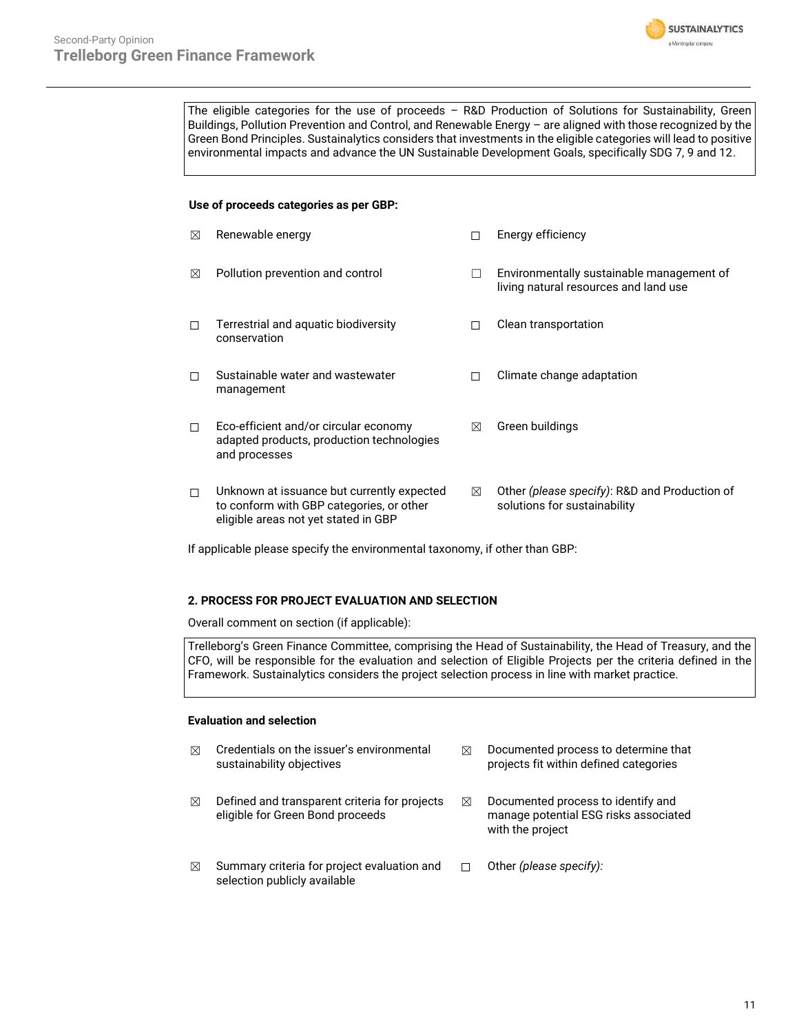The eligible categories for the use of proceeds – R&D Production of Solutions for Sustainability, Green Buildings, Pollution Prevention and Control, and Renewable Energy – are aligned with those recognized by the Green Bond Principles. Sustainalytics considers that investments in the eligible categories will lead to positive environmental impacts and advance the UN Sustainable Development Goals, specifically SDG 7, 9 and 12.

**Use of proceeds categories as per GBP:**

- ☒ Renewable energy
- ☐ Energy efficiency
- ☒ Pollution prevention and control
- ☐ Environmentally sustainable management of living natural resources and land use
- ☐ Terrestrial and aquatic biodiversity conservation
- ☐ Clean transportation
- ☐ Sustainable water and wastewater management
- ☐ Climate change adaptation
- ☐ Eco-efficient and/or circular economy adapted products, production technologies and processes
- ☒ Green buildings
- ☐ Unknown at issuance but currently expected to conform with GBP categories, or other eligible areas not yet stated in GBP
- ☒ Other *(please specify)*: R&D and Production of solutions for sustainability

If applicable please specify the environmental taxonomy, if other than GBP:

**2. PROCESS FOR PROJECT EVALUATION AND SELECTION**

Overall comment on section (if applicable):

Trelleborg's Green Finance Committee, comprising the Head of Sustainability, the Head of Treasury, and the CFO, will be responsible for the evaluation and selection of Eligible Projects per the criteria defined in the Framework. Sustainalytics considers the project selection process in line with market practice.

**Evaluation and selection**

- ☒ Credentials on the issuer's environmental sustainability objectives
- ☒ Documented process to determine that projects fit within defined categories
- ☒ Defined and transparent criteria for projects eligible for Green Bond proceeds
- ☒ Documented process to identify and manage potential ESG risks associated with the project
- ☒ Summary criteria for project evaluation and selection publicly available
- ☐ Other *(please specify)*: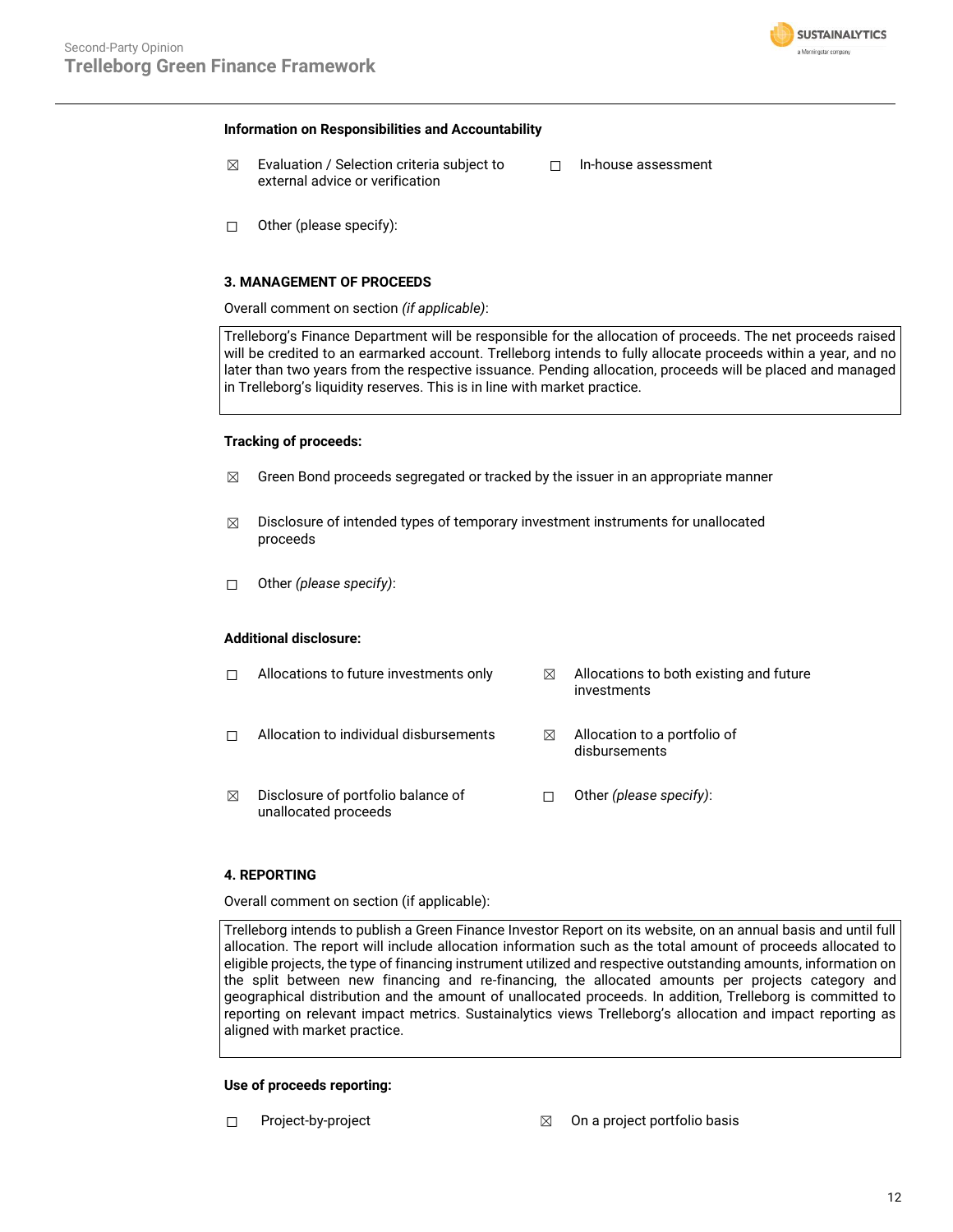**Information on Responsibilities and Accountability**

☒ Evaluation / Selection criteria subject to external advice or verification

☐ In-house assessment

☐ Other (please specify):

**3. MANAGEMENT OF PROCEEDS**

Overall comment on section *(if applicable)*:

> Trelleborg's Finance Department will be responsible for the allocation of proceeds. The net proceeds raised will be credited to an earmarked account. Trelleborg intends to fully allocate proceeds within a year, and no later than two years from the respective issuance. Pending allocation, proceeds will be placed and managed in Trelleborg's liquidity reserves. This is in line with market practice.

**Tracking of proceeds:**

☒ Green Bond proceeds segregated or tracked by the issuer in an appropriate manner

☒ Disclosure of intended types of temporary investment instruments for unallocated proceeds

☐ Other *(please specify)*:

**Additional disclosure:**

☐ Allocations to future investments only

☒ Allocations to both existing and future investments

☐ Allocation to individual disbursements

☒ Allocation to a portfolio of disbursements

☒ Disclosure of portfolio balance of unallocated proceeds

☐ Other *(please specify)*:

**4. REPORTING**

Overall comment on section (if applicable):

> Trelleborg intends to publish a Green Finance Investor Report on its website, on an annual basis and until full allocation. The report will include allocation information such as the total amount of proceeds allocated to eligible projects, the type of financing instrument utilized and respective outstanding amounts, information on the split between new financing and re-financing, the allocated amounts per projects category and geographical distribution and the amount of unallocated proceeds. In addition, Trelleborg is committed to reporting on relevant impact metrics. Sustainalytics views Trelleborg's allocation and impact reporting as aligned with market practice.

**Use of proceeds reporting:**

☐ Project-by-project

☒ On a project portfolio basis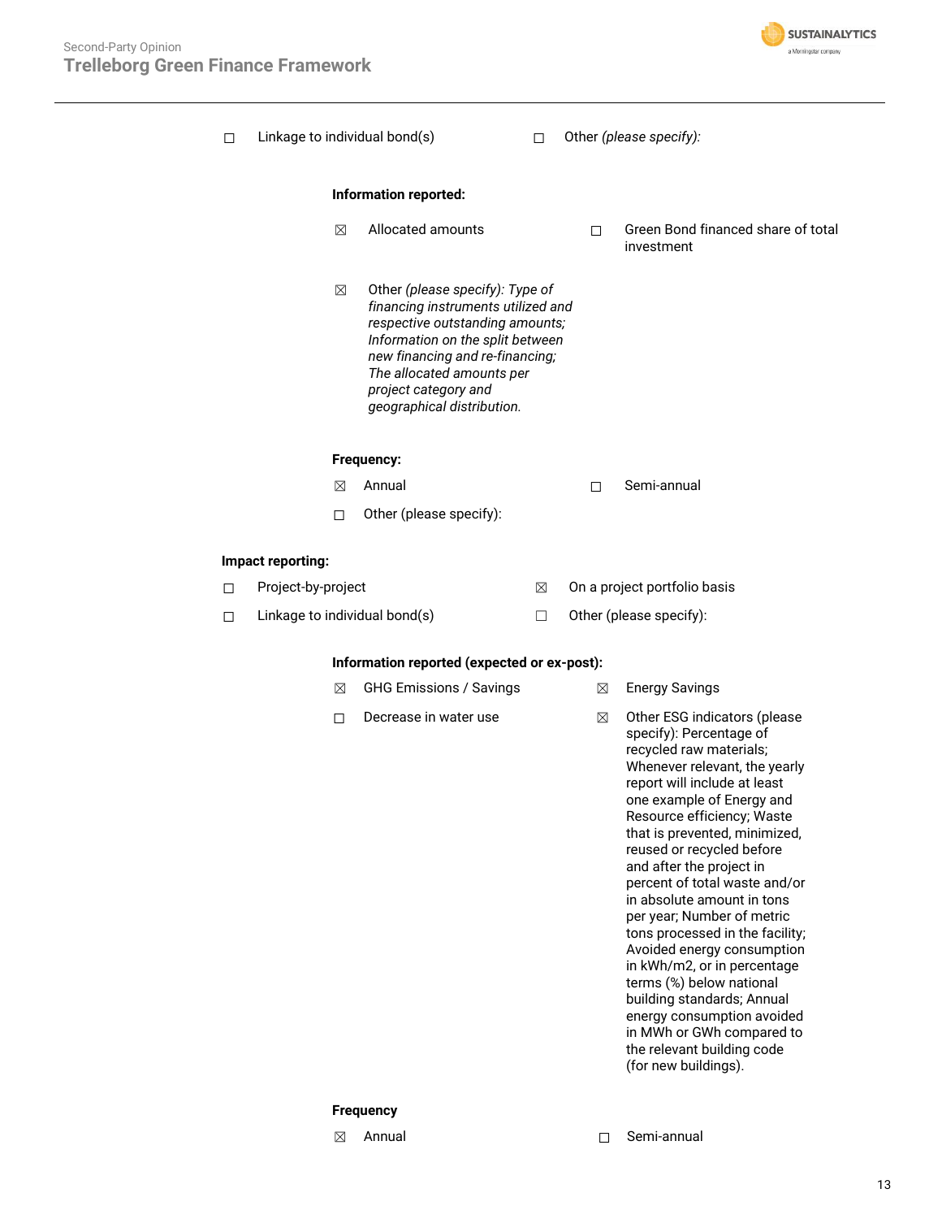☐ Linkage to individual bond(s) ☐ Other *(please specify):*

**Information reported:**

☒ Allocated amounts

☐ Green Bond financed share of total investment

☒ Other *(please specify): Type of financing instruments utilized and respective outstanding amounts; Information on the split between new financing and re-financing; The allocated amounts per project category and geographical distribution.*

**Frequency:**

☒ Annual

☐ Semi-annual

☐ Other (please specify):

**Impact reporting:**

☐ Project-by-project

☒ On a project portfolio basis

☐ Linkage to individual bond(s)

☐ Other (please specify):

**Information reported (expected or ex-post):**

☒ GHG Emissions / Savings

☒ Energy Savings

☐ Decrease in water use

☒ Other ESG indicators (please specify): Percentage of recycled raw materials; Whenever relevant, the yearly report will include at least one example of Energy and Resource efficiency; Waste that is prevented, minimized, reused or recycled before and after the project in percent of total waste and/or in absolute amount in tons per year; Number of metric tons processed in the facility; Avoided energy consumption in kWh/m2, or in percentage terms (%) below national building standards; Annual energy consumption avoided in MWh or GWh compared to the relevant building code (for new buildings).

**Frequency**

☒ Annual

☐ Semi-annual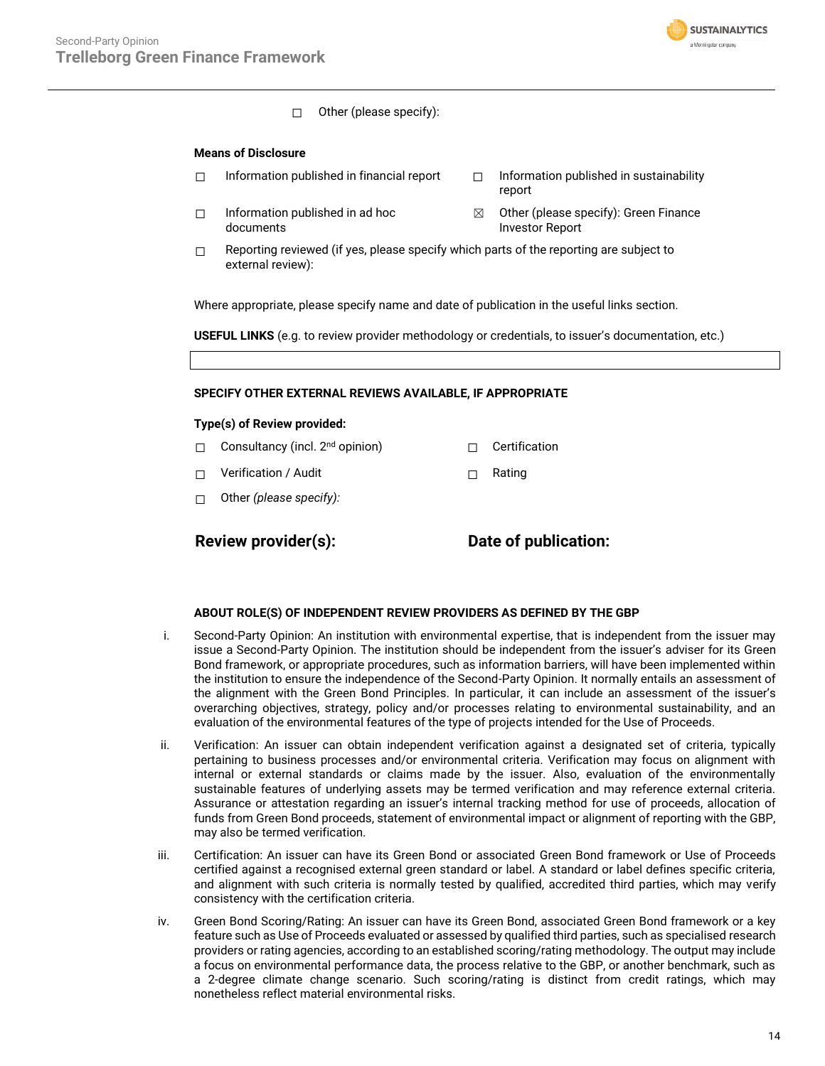☐ Other (please specify):

**Means of Disclosure**

☐ Information published in financial report

☐ Information published in sustainability report

☐ Information published in ad hoc documents

☒ Other (please specify): Green Finance Investor Report

☐ Reporting reviewed (if yes, please specify which parts of the reporting are subject to external review):

Where appropriate, please specify name and date of publication in the useful links section.

**USEFUL LINKS** (e.g. to review provider methodology or credentials, to issuer's documentation, etc.)

| |
|---|
| |

**SPECIFY OTHER EXTERNAL REVIEWS AVAILABLE, IF APPROPRIATE**

**Type(s) of Review provided:**

☐ Consultancy (incl. 2nd opinion)

☐ Certification

☐ Verification / Audit

☐ Rating

☐ Other *(please specify):*

## Review provider(s):

## Date of publication:

**ABOUT ROLE(S) OF INDEPENDENT REVIEW PROVIDERS AS DEFINED BY THE GBP**

i. Second-Party Opinion: An institution with environmental expertise, that is independent from the issuer may issue a Second-Party Opinion. The institution should be independent from the issuer's adviser for its Green Bond framework, or appropriate procedures, such as information barriers, will have been implemented within the institution to ensure the independence of the Second-Party Opinion. It normally entails an assessment of the alignment with the Green Bond Principles. In particular, it can include an assessment of the issuer's overarching objectives, strategy, policy and/or processes relating to environmental sustainability, and an evaluation of the environmental features of the type of projects intended for the Use of Proceeds.

ii. Verification: An issuer can obtain independent verification against a designated set of criteria, typically pertaining to business processes and/or environmental criteria. Verification may focus on alignment with internal or external standards or claims made by the issuer. Also, evaluation of the environmentally sustainable features of underlying assets may be termed verification and may reference external criteria. Assurance or attestation regarding an issuer's internal tracking method for use of proceeds, allocation of funds from Green Bond proceeds, statement of environmental impact or alignment of reporting with the GBP, may also be termed verification.

iii. Certification: An issuer can have its Green Bond or associated Green Bond framework or Use of Proceeds certified against a recognised external green standard or label. A standard or label defines specific criteria, and alignment with such criteria is normally tested by qualified, accredited third parties, which may verify consistency with the certification criteria.

iv. Green Bond Scoring/Rating: An issuer can have its Green Bond, associated Green Bond framework or a key feature such as Use of Proceeds evaluated or assessed by qualified third parties, such as specialised research providers or rating agencies, according to an established scoring/rating methodology. The output may include a focus on environmental performance data, the process relative to the GBP, or another benchmark, such as a 2-degree climate change scenario. Such scoring/rating is distinct from credit ratings, which may nonetheless reflect material environmental risks.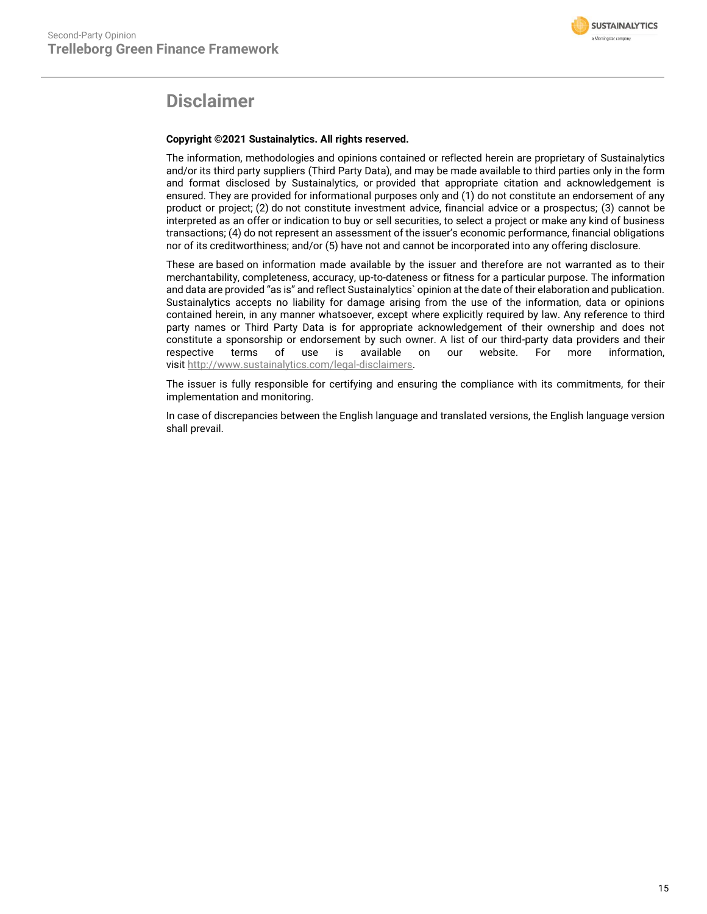# Disclaimer

**Copyright ©2021 Sustainalytics. All rights reserved.**

The information, methodologies and opinions contained or reflected herein are proprietary of Sustainalytics and/or its third party suppliers (Third Party Data), and may be made available to third parties only in the form and format disclosed by Sustainalytics, or provided that appropriate citation and acknowledgement is ensured. They are provided for informational purposes only and (1) do not constitute an endorsement of any product or project; (2) do not constitute investment advice, financial advice or a prospectus; (3) cannot be interpreted as an offer or indication to buy or sell securities, to select a project or make any kind of business transactions; (4) do not represent an assessment of the issuer's economic performance, financial obligations nor of its creditworthiness; and/or (5) have not and cannot be incorporated into any offering disclosure.

These are based on information made available by the issuer and therefore are not warranted as to their merchantability, completeness, accuracy, up-to-dateness or fitness for a particular purpose. The information and data are provided "as is" and reflect Sustainalytics` opinion at the date of their elaboration and publication. Sustainalytics accepts no liability for damage arising from the use of the information, data or opinions contained herein, in any manner whatsoever, except where explicitly required by law. Any reference to third party names or Third Party Data is for appropriate acknowledgement of their ownership and does not constitute a sponsorship or endorsement by such owner. A list of our third-party data providers and their respective terms of use is available on our website. For more information, visit http://www.sustainalytics.com/legal-disclaimers.

The issuer is fully responsible for certifying and ensuring the compliance with its commitments, for their implementation and monitoring.

In case of discrepancies between the English language and translated versions, the English language version shall prevail.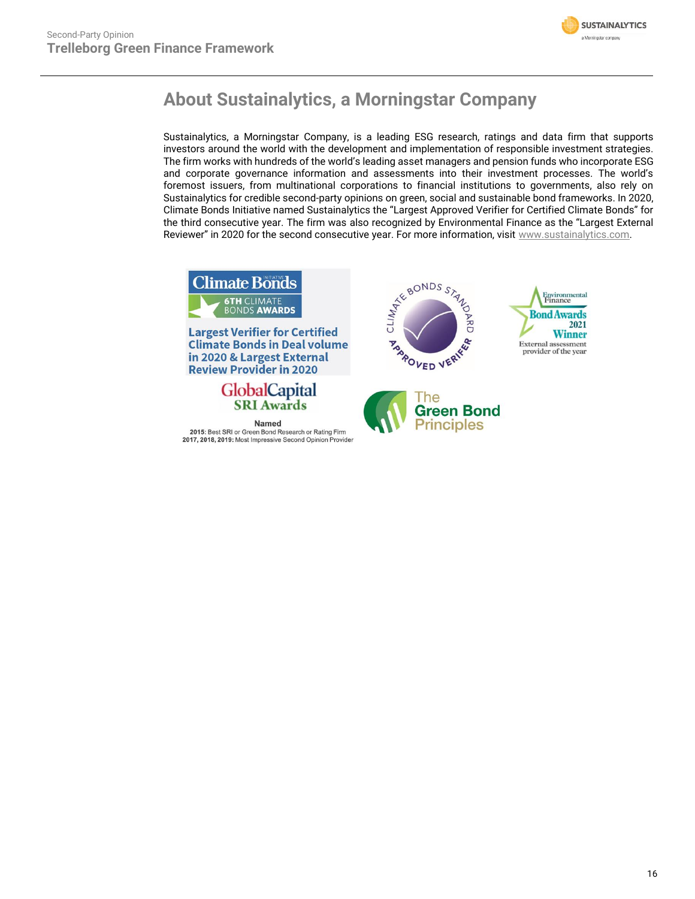## About Sustainalytics, a Morningstar Company

Sustainalytics, a Morningstar Company, is a leading ESG research, ratings and data firm that supports investors around the world with the development and implementation of responsible investment strategies. The firm works with hundreds of the world's leading asset managers and pension funds who incorporate ESG and corporate governance information and assessments into their investment processes. The world's foremost issuers, from multinational corporations to financial institutions to governments, also rely on Sustainalytics for credible second-party opinions on green, social and sustainable bond frameworks. In 2020, Climate Bonds Initiative named Sustainalytics the "Largest Approved Verifier for Certified Climate Bonds" for the third consecutive year. The firm was also recognized by Environmental Finance as the "Largest External Reviewer" in 2020 for the second consecutive year. For more information, visit www.sustainalytics.com.

Climate Bonds Initiative
6TH CLIMATE BONDS AWARDS
Largest Verifier for Certified Climate Bonds in Deal volume in 2020 & Largest External Review Provider in 2020

CLIMATE BONDS STANDARD APPROVED VERIFIER

Environmental Finance
Bond Awards 2021 Winner
External assessment provider of the year

GlobalCapital SRI Awards
Named
2015: Best SRI or Green Bond Research or Rating Firm
2017, 2018, 2019: Most Impressive Second Opinion Provider

The Green Bond Principles